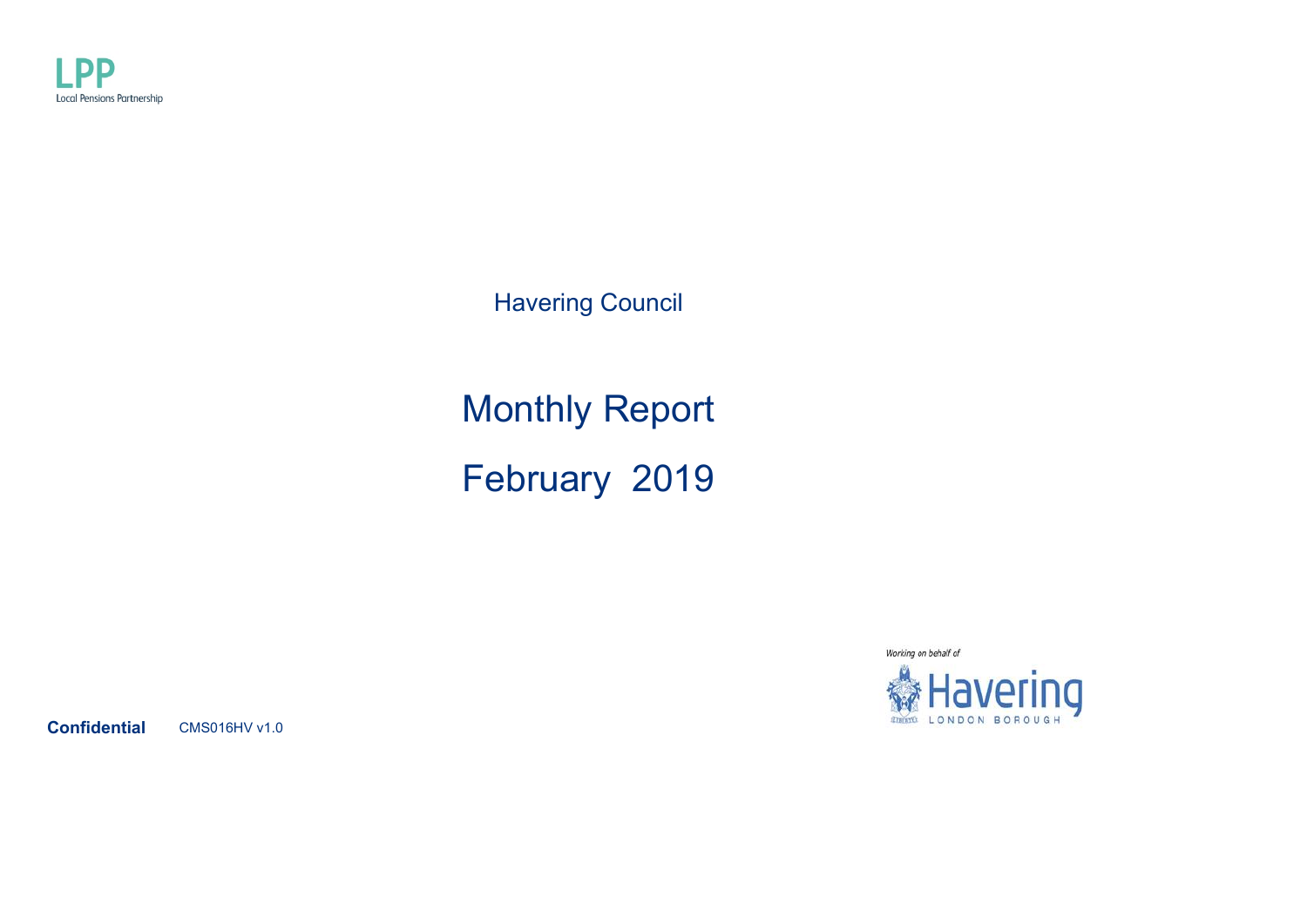LPP
Local Pensions Partnership

Havering Council

# Monthly Report

# February 2019

Working on behalf of
Havering
LONDON BOROUGH

**Confidential** CMS016HV v1.0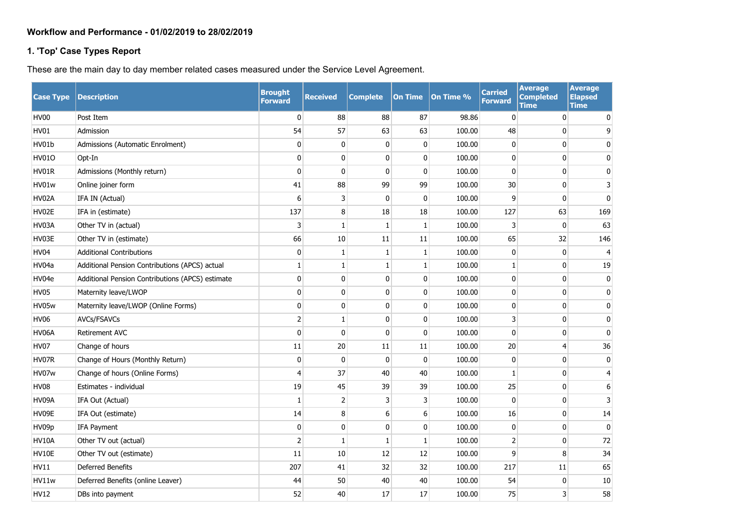**Workflow and Performance - 01/02/2019 to 28/02/2019**

**1. 'Top' Case Types Report**

These are the main day to day member related cases measured under the Service Level Agreement.

| Case Type | Description | Brought Forward | Received | Complete | On Time | On Time % | Carried Forward | Average Completed Time | Average Elapsed Time |
|---|---|---|---|---|---|---|---|---|---|
| HV00 | Post Item | 0 | 88 | 88 | 87 | 98.86 | 0 | 0 | 0 |
| HV01 | Admission | 54 | 57 | 63 | 63 | 100.00 | 48 | 0 | 9 |
| HV01b | Admissions (Automatic Enrolment) | 0 | 0 | 0 | 0 | 100.00 | 0 | 0 | 0 |
| HV01O | Opt-In | 0 | 0 | 0 | 0 | 100.00 | 0 | 0 | 0 |
| HV01R | Admissions (Monthly return) | 0 | 0 | 0 | 0 | 100.00 | 0 | 0 | 0 |
| HV01w | Online joiner form | 41 | 88 | 99 | 99 | 100.00 | 30 | 0 | 3 |
| HV02A | IFA IN (Actual) | 6 | 3 | 0 | 0 | 100.00 | 9 | 0 | 0 |
| HV02E | IFA in (estimate) | 137 | 8 | 18 | 18 | 100.00 | 127 | 63 | 169 |
| HV03A | Other TV in (actual) | 3 | 1 | 1 | 1 | 100.00 | 3 | 0 | 63 |
| HV03E | Other TV in (estimate) | 66 | 10 | 11 | 11 | 100.00 | 65 | 32 | 146 |
| HV04 | Additional Contributions | 0 | 1 | 1 | 1 | 100.00 | 0 | 0 | 4 |
| HV04a | Additional Pension Contributions (APCS) actual | 1 | 1 | 1 | 1 | 100.00 | 1 | 0 | 19 |
| HV04e | Additional Pension Contributions (APCS) estimate | 0 | 0 | 0 | 0 | 100.00 | 0 | 0 | 0 |
| HV05 | Maternity leave/LWOP | 0 | 0 | 0 | 0 | 100.00 | 0 | 0 | 0 |
| HV05w | Maternity leave/LWOP (Online Forms) | 0 | 0 | 0 | 0 | 100.00 | 0 | 0 | 0 |
| HV06 | AVCs/FSAVCs | 2 | 1 | 0 | 0 | 100.00 | 3 | 0 | 0 |
| HV06A | Retirement AVC | 0 | 0 | 0 | 0 | 100.00 | 0 | 0 | 0 |
| HV07 | Change of hours | 11 | 20 | 11 | 11 | 100.00 | 20 | 4 | 36 |
| HV07R | Change of Hours (Monthly Return) | 0 | 0 | 0 | 0 | 100.00 | 0 | 0 | 0 |
| HV07w | Change of hours (Online Forms) | 4 | 37 | 40 | 40 | 100.00 | 1 | 0 | 4 |
| HV08 | Estimates - individual | 19 | 45 | 39 | 39 | 100.00 | 25 | 0 | 6 |
| HV09A | IFA Out (Actual) | 1 | 2 | 3 | 3 | 100.00 | 0 | 0 | 3 |
| HV09E | IFA Out (estimate) | 14 | 8 | 6 | 6 | 100.00 | 16 | 0 | 14 |
| HV09p | IFA Payment | 0 | 0 | 0 | 0 | 100.00 | 0 | 0 | 0 |
| HV10A | Other TV out (actual) | 2 | 1 | 1 | 1 | 100.00 | 2 | 0 | 72 |
| HV10E | Other TV out (estimate) | 11 | 10 | 12 | 12 | 100.00 | 9 | 8 | 34 |
| HV11 | Deferred Benefits | 207 | 41 | 32 | 32 | 100.00 | 217 | 11 | 65 |
| HV11w | Deferred Benefits (online Leaver) | 44 | 50 | 40 | 40 | 100.00 | 54 | 0 | 10 |
| HV12 | DBs into payment | 52 | 40 | 17 | 17 | 100.00 | 75 | 3 | 58 |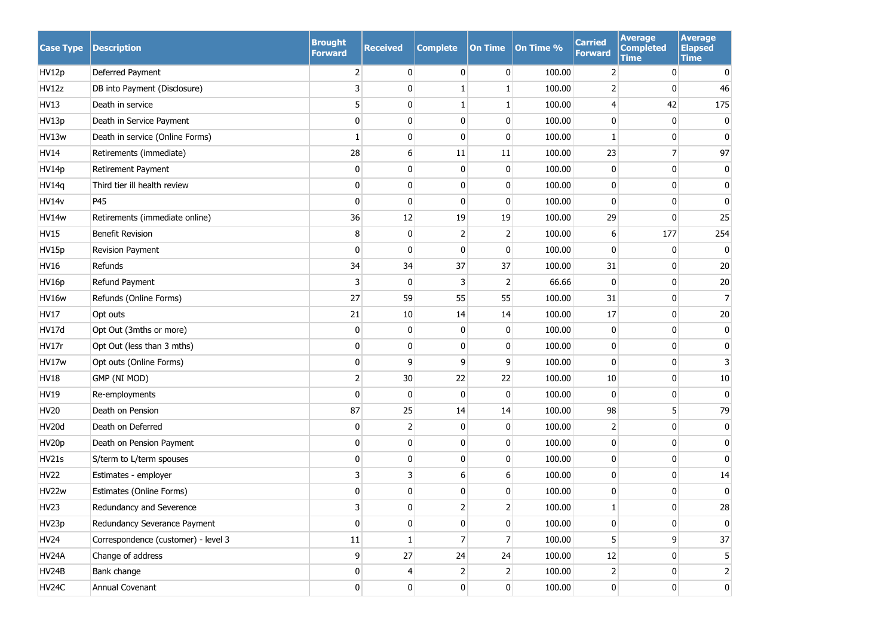| Case Type | Description | Brought Forward | Received | Complete | On Time | On Time % | Carried Forward | Average Completed Time | Average Elapsed Time |
|---|---|---|---|---|---|---|---|---|---|
| HV12p | Deferred Payment | 2 | 0 | 0 | 0 | 100.00 | 2 | 0 | 0 |
| HV12z | DB into Payment (Disclosure) | 3 | 0 | 1 | 1 | 100.00 | 2 | 0 | 46 |
| HV13 | Death in service | 5 | 0 | 1 | 1 | 100.00 | 4 | 42 | 175 |
| HV13p | Death in Service Payment | 0 | 0 | 0 | 0 | 100.00 | 0 | 0 | 0 |
| HV13w | Death in service (Online Forms) | 1 | 0 | 0 | 0 | 100.00 | 1 | 0 | 0 |
| HV14 | Retirements (immediate) | 28 | 6 | 11 | 11 | 100.00 | 23 | 7 | 97 |
| HV14p | Retirement Payment | 0 | 0 | 0 | 0 | 100.00 | 0 | 0 | 0 |
| HV14q | Third tier ill health review | 0 | 0 | 0 | 0 | 100.00 | 0 | 0 | 0 |
| HV14v | P45 | 0 | 0 | 0 | 0 | 100.00 | 0 | 0 | 0 |
| HV14w | Retirements (immediate online) | 36 | 12 | 19 | 19 | 100.00 | 29 | 0 | 25 |
| HV15 | Benefit Revision | 8 | 0 | 2 | 2 | 100.00 | 6 | 177 | 254 |
| HV15p | Revision Payment | 0 | 0 | 0 | 0 | 100.00 | 0 | 0 | 0 |
| HV16 | Refunds | 34 | 34 | 37 | 37 | 100.00 | 31 | 0 | 20 |
| HV16p | Refund Payment | 3 | 0 | 3 | 2 | 66.66 | 0 | 0 | 20 |
| HV16w | Refunds (Online Forms) | 27 | 59 | 55 | 55 | 100.00 | 31 | 0 | 7 |
| HV17 | Opt outs | 21 | 10 | 14 | 14 | 100.00 | 17 | 0 | 20 |
| HV17d | Opt Out (3mths or more) | 0 | 0 | 0 | 0 | 100.00 | 0 | 0 | 0 |
| HV17r | Opt Out (less than 3 mths) | 0 | 0 | 0 | 0 | 100.00 | 0 | 0 | 0 |
| HV17w | Opt outs (Online Forms) | 0 | 9 | 9 | 9 | 100.00 | 0 | 0 | 3 |
| HV18 | GMP (NI MOD) | 2 | 30 | 22 | 22 | 100.00 | 10 | 0 | 10 |
| HV19 | Re-employments | 0 | 0 | 0 | 0 | 100.00 | 0 | 0 | 0 |
| HV20 | Death on Pension | 87 | 25 | 14 | 14 | 100.00 | 98 | 5 | 79 |
| HV20d | Death on Deferred | 0 | 2 | 0 | 0 | 100.00 | 2 | 0 | 0 |
| HV20p | Death on Pension Payment | 0 | 0 | 0 | 0 | 100.00 | 0 | 0 | 0 |
| HV21s | S/term to L/term spouses | 0 | 0 | 0 | 0 | 100.00 | 0 | 0 | 0 |
| HV22 | Estimates - employer | 3 | 3 | 6 | 6 | 100.00 | 0 | 0 | 14 |
| HV22w | Estimates (Online Forms) | 0 | 0 | 0 | 0 | 100.00 | 0 | 0 | 0 |
| HV23 | Redundancy and Severence | 3 | 0 | 2 | 2 | 100.00 | 1 | 0 | 28 |
| HV23p | Redundancy Severance Payment | 0 | 0 | 0 | 0 | 100.00 | 0 | 0 | 0 |
| HV24 | Correspondence (customer) - level 3 | 11 | 1 | 7 | 7 | 100.00 | 5 | 9 | 37 |
| HV24A | Change of address | 9 | 27 | 24 | 24 | 100.00 | 12 | 0 | 5 |
| HV24B | Bank change | 0 | 4 | 2 | 2 | 100.00 | 2 | 0 | 2 |
| HV24C | Annual Covenant | 0 | 0 | 0 | 0 | 100.00 | 0 | 0 | 0 |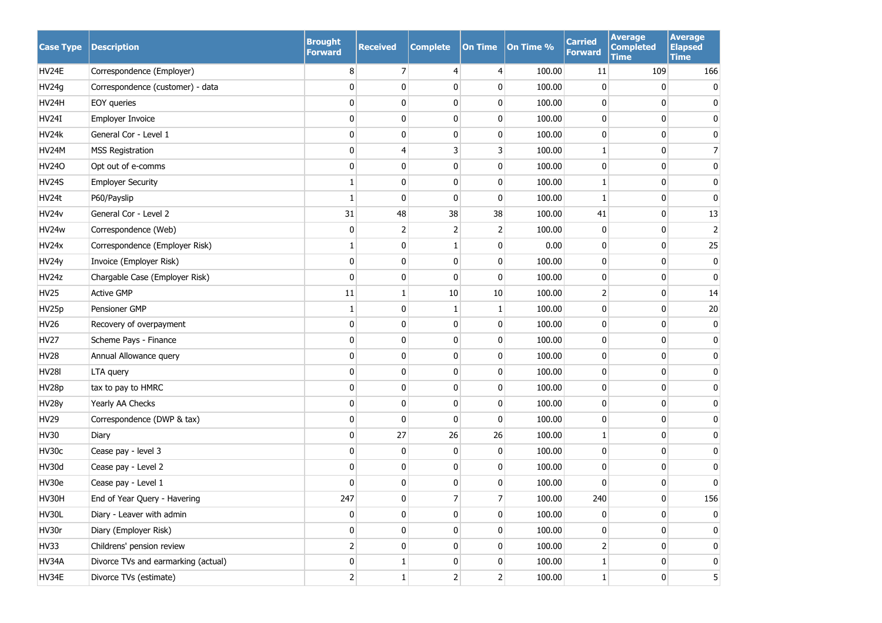| Case Type | Description | Brought Forward | Received | Complete | On Time | On Time % | Carried Forward | Average Completed Time | Average Elapsed Time |
|---|---|---|---|---|---|---|---|---|---|
| HV24E | Correspondence (Employer) | 8 | 7 | 4 | 4 | 100.00 | 11 | 109 | 166 |
| HV24g | Correspondence (customer) - data | 0 | 0 | 0 | 0 | 100.00 | 0 | 0 | 0 |
| HV24H | EOY queries | 0 | 0 | 0 | 0 | 100.00 | 0 | 0 | 0 |
| HV24I | Employer Invoice | 0 | 0 | 0 | 0 | 100.00 | 0 | 0 | 0 |
| HV24k | General Cor - Level 1 | 0 | 0 | 0 | 0 | 100.00 | 0 | 0 | 0 |
| HV24M | MSS Registration | 0 | 4 | 3 | 3 | 100.00 | 1 | 0 | 7 |
| HV24O | Opt out of e-comms | 0 | 0 | 0 | 0 | 100.00 | 0 | 0 | 0 |
| HV24S | Employer Security | 1 | 0 | 0 | 0 | 100.00 | 1 | 0 | 0 |
| HV24t | P60/Payslip | 1 | 0 | 0 | 0 | 100.00 | 1 | 0 | 0 |
| HV24v | General Cor - Level 2 | 31 | 48 | 38 | 38 | 100.00 | 41 | 0 | 13 |
| HV24w | Correspondence (Web) | 0 | 2 | 2 | 2 | 100.00 | 0 | 0 | 2 |
| HV24x | Correspondence (Employer Risk) | 1 | 0 | 1 | 0 | 0.00 | 0 | 0 | 25 |
| HV24y | Invoice (Employer Risk) | 0 | 0 | 0 | 0 | 100.00 | 0 | 0 | 0 |
| HV24z | Chargable Case (Employer Risk) | 0 | 0 | 0 | 0 | 100.00 | 0 | 0 | 0 |
| HV25 | Active GMP | 11 | 1 | 10 | 10 | 100.00 | 2 | 0 | 14 |
| HV25p | Pensioner GMP | 1 | 0 | 1 | 1 | 100.00 | 0 | 0 | 20 |
| HV26 | Recovery of overpayment | 0 | 0 | 0 | 0 | 100.00 | 0 | 0 | 0 |
| HV27 | Scheme Pays - Finance | 0 | 0 | 0 | 0 | 100.00 | 0 | 0 | 0 |
| HV28 | Annual Allowance query | 0 | 0 | 0 | 0 | 100.00 | 0 | 0 | 0 |
| HV28l | LTA query | 0 | 0 | 0 | 0 | 100.00 | 0 | 0 | 0 |
| HV28p | tax to pay to HMRC | 0 | 0 | 0 | 0 | 100.00 | 0 | 0 | 0 |
| HV28y | Yearly AA Checks | 0 | 0 | 0 | 0 | 100.00 | 0 | 0 | 0 |
| HV29 | Correspondence (DWP & tax) | 0 | 0 | 0 | 0 | 100.00 | 0 | 0 | 0 |
| HV30 | Diary | 0 | 27 | 26 | 26 | 100.00 | 1 | 0 | 0 |
| HV30c | Cease pay - level 3 | 0 | 0 | 0 | 0 | 100.00 | 0 | 0 | 0 |
| HV30d | Cease pay - Level 2 | 0 | 0 | 0 | 0 | 100.00 | 0 | 0 | 0 |
| HV30e | Cease pay - Level 1 | 0 | 0 | 0 | 0 | 100.00 | 0 | 0 | 0 |
| HV30H | End of Year Query - Havering | 247 | 0 | 7 | 7 | 100.00 | 240 | 0 | 156 |
| HV30L | Diary - Leaver with admin | 0 | 0 | 0 | 0 | 100.00 | 0 | 0 | 0 |
| HV30r | Diary (Employer Risk) | 0 | 0 | 0 | 0 | 100.00 | 0 | 0 | 0 |
| HV33 | Childrens' pension review | 2 | 0 | 0 | 0 | 100.00 | 2 | 0 | 0 |
| HV34A | Divorce TVs and earmarking (actual) | 0 | 1 | 0 | 0 | 100.00 | 1 | 0 | 0 |
| HV34E | Divorce TVs (estimate) | 2 | 1 | 2 | 2 | 100.00 | 1 | 0 | 5 |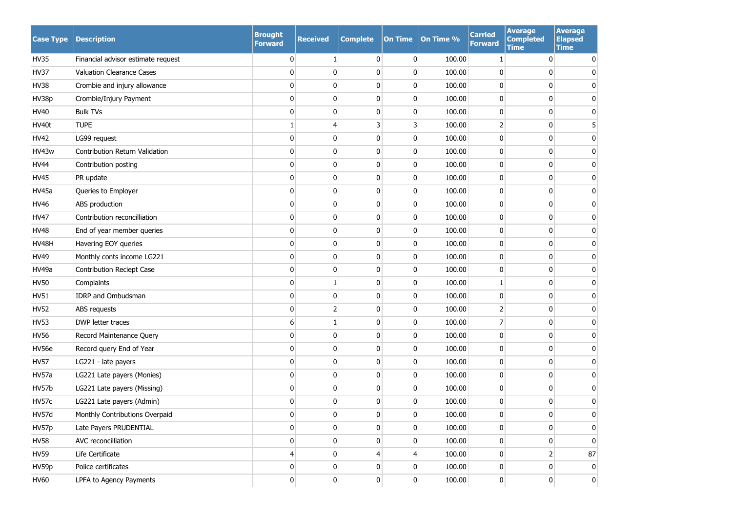| Case Type | Description | Brought Forward | Received | Complete | On Time | On Time % | Carried Forward | Average Completed Time | Average Elapsed Time |
|---|---|---|---|---|---|---|---|---|---|
| HV35 | Financial advisor estimate request | 0 | 1 | 0 | 0 | 100.00 | 1 | 0 | 0 |
| HV37 | Valuation Clearance Cases | 0 | 0 | 0 | 0 | 100.00 | 0 | 0 | 0 |
| HV38 | Crombie and injury allowance | 0 | 0 | 0 | 0 | 100.00 | 0 | 0 | 0 |
| HV38p | Crombie/Injury Payment | 0 | 0 | 0 | 0 | 100.00 | 0 | 0 | 0 |
| HV40 | Bulk TVs | 0 | 0 | 0 | 0 | 100.00 | 0 | 0 | 0 |
| HV40t | TUPE | 1 | 4 | 3 | 3 | 100.00 | 2 | 0 | 5 |
| HV42 | LG99 request | 0 | 0 | 0 | 0 | 100.00 | 0 | 0 | 0 |
| HV43w | Contribution Return Validation | 0 | 0 | 0 | 0 | 100.00 | 0 | 0 | 0 |
| HV44 | Contribution posting | 0 | 0 | 0 | 0 | 100.00 | 0 | 0 | 0 |
| HV45 | PR update | 0 | 0 | 0 | 0 | 100.00 | 0 | 0 | 0 |
| HV45a | Queries to Employer | 0 | 0 | 0 | 0 | 100.00 | 0 | 0 | 0 |
| HV46 | ABS production | 0 | 0 | 0 | 0 | 100.00 | 0 | 0 | 0 |
| HV47 | Contribution reconcilliation | 0 | 0 | 0 | 0 | 100.00 | 0 | 0 | 0 |
| HV48 | End of year member queries | 0 | 0 | 0 | 0 | 100.00 | 0 | 0 | 0 |
| HV48H | Havering EOY queries | 0 | 0 | 0 | 0 | 100.00 | 0 | 0 | 0 |
| HV49 | Monthly conts income LG221 | 0 | 0 | 0 | 0 | 100.00 | 0 | 0 | 0 |
| HV49a | Contribution Reciept Case | 0 | 0 | 0 | 0 | 100.00 | 0 | 0 | 0 |
| HV50 | Complaints | 0 | 1 | 0 | 0 | 100.00 | 1 | 0 | 0 |
| HV51 | IDRP and Ombudsman | 0 | 0 | 0 | 0 | 100.00 | 0 | 0 | 0 |
| HV52 | ABS requests | 0 | 2 | 0 | 0 | 100.00 | 2 | 0 | 0 |
| HV53 | DWP letter traces | 6 | 1 | 0 | 0 | 100.00 | 7 | 0 | 0 |
| HV56 | Record Maintenance Query | 0 | 0 | 0 | 0 | 100.00 | 0 | 0 | 0 |
| HV56e | Record query End of Year | 0 | 0 | 0 | 0 | 100.00 | 0 | 0 | 0 |
| HV57 | LG221 - late payers | 0 | 0 | 0 | 0 | 100.00 | 0 | 0 | 0 |
| HV57a | LG221 Late payers (Monies) | 0 | 0 | 0 | 0 | 100.00 | 0 | 0 | 0 |
| HV57b | LG221 Late payers (Missing) | 0 | 0 | 0 | 0 | 100.00 | 0 | 0 | 0 |
| HV57c | LG221 Late payers (Admin) | 0 | 0 | 0 | 0 | 100.00 | 0 | 0 | 0 |
| HV57d | Monthly Contributions Overpaid | 0 | 0 | 0 | 0 | 100.00 | 0 | 0 | 0 |
| HV57p | Late Payers PRUDENTIAL | 0 | 0 | 0 | 0 | 100.00 | 0 | 0 | 0 |
| HV58 | AVC reconcilliation | 0 | 0 | 0 | 0 | 100.00 | 0 | 0 | 0 |
| HV59 | Life Certificate | 4 | 0 | 4 | 4 | 100.00 | 0 | 2 | 87 |
| HV59p | Police certificates | 0 | 0 | 0 | 0 | 100.00 | 0 | 0 | 0 |
| HV60 | LPFA to Agency Payments | 0 | 0 | 0 | 0 | 100.00 | 0 | 0 | 0 |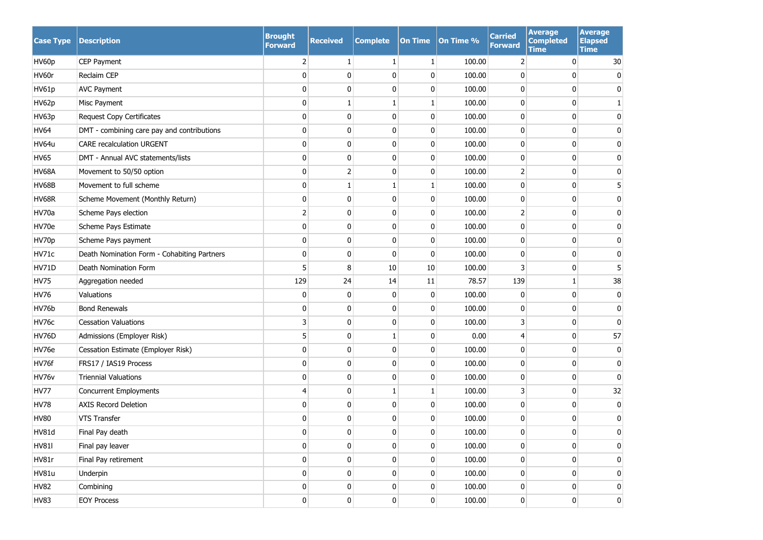| Case Type | Description | Brought Forward | Received | Complete | On Time | On Time % | Carried Forward | Average Completed Time | Average Elapsed Time |
|---|---|---|---|---|---|---|---|---|---|
| HV60p | CEP Payment | 2 | 1 | 1 | 1 | 100.00 | 2 | 0 | 30 |
| HV60r | Reclaim CEP | 0 | 0 | 0 | 0 | 100.00 | 0 | 0 | 0 |
| HV61p | AVC Payment | 0 | 0 | 0 | 0 | 100.00 | 0 | 0 | 0 |
| HV62p | Misc Payment | 0 | 1 | 1 | 1 | 100.00 | 0 | 0 | 1 |
| HV63p | Request Copy Certificates | 0 | 0 | 0 | 0 | 100.00 | 0 | 0 | 0 |
| HV64 | DMT - combining care pay and contributions | 0 | 0 | 0 | 0 | 100.00 | 0 | 0 | 0 |
| HV64u | CARE recalculation URGENT | 0 | 0 | 0 | 0 | 100.00 | 0 | 0 | 0 |
| HV65 | DMT - Annual AVC statements/lists | 0 | 0 | 0 | 0 | 100.00 | 0 | 0 | 0 |
| HV68A | Movement to 50/50 option | 0 | 2 | 0 | 0 | 100.00 | 2 | 0 | 0 |
| HV68B | Movement to full scheme | 0 | 1 | 1 | 1 | 100.00 | 0 | 0 | 5 |
| HV68R | Scheme Movement (Monthly Return) | 0 | 0 | 0 | 0 | 100.00 | 0 | 0 | 0 |
| HV70a | Scheme Pays election | 2 | 0 | 0 | 0 | 100.00 | 2 | 0 | 0 |
| HV70e | Scheme Pays Estimate | 0 | 0 | 0 | 0 | 100.00 | 0 | 0 | 0 |
| HV70p | Scheme Pays payment | 0 | 0 | 0 | 0 | 100.00 | 0 | 0 | 0 |
| HV71c | Death Nomination Form - Cohabiting Partners | 0 | 0 | 0 | 0 | 100.00 | 0 | 0 | 0 |
| HV71D | Death Nomination Form | 5 | 8 | 10 | 10 | 100.00 | 3 | 0 | 5 |
| HV75 | Aggregation needed | 129 | 24 | 14 | 11 | 78.57 | 139 | 1 | 38 |
| HV76 | Valuations | 0 | 0 | 0 | 0 | 100.00 | 0 | 0 | 0 |
| HV76b | Bond Renewals | 0 | 0 | 0 | 0 | 100.00 | 0 | 0 | 0 |
| HV76c | Cessation Valuations | 3 | 0 | 0 | 0 | 100.00 | 3 | 0 | 0 |
| HV76D | Admissions (Employer Risk) | 5 | 0 | 1 | 0 | 0.00 | 4 | 0 | 57 |
| HV76e | Cessation Estimate (Employer Risk) | 0 | 0 | 0 | 0 | 100.00 | 0 | 0 | 0 |
| HV76f | FRS17 / IAS19 Process | 0 | 0 | 0 | 0 | 100.00 | 0 | 0 | 0 |
| HV76v | Triennial Valuations | 0 | 0 | 0 | 0 | 100.00 | 0 | 0 | 0 |
| HV77 | Concurrent Employments | 4 | 0 | 1 | 1 | 100.00 | 3 | 0 | 32 |
| HV78 | AXIS Record Deletion | 0 | 0 | 0 | 0 | 100.00 | 0 | 0 | 0 |
| HV80 | VTS Transfer | 0 | 0 | 0 | 0 | 100.00 | 0 | 0 | 0 |
| HV81d | Final Pay death | 0 | 0 | 0 | 0 | 100.00 | 0 | 0 | 0 |
| HV81l | Final pay leaver | 0 | 0 | 0 | 0 | 100.00 | 0 | 0 | 0 |
| HV81r | Final Pay retirement | 0 | 0 | 0 | 0 | 100.00 | 0 | 0 | 0 |
| HV81u | Underpin | 0 | 0 | 0 | 0 | 100.00 | 0 | 0 | 0 |
| HV82 | Combining | 0 | 0 | 0 | 0 | 100.00 | 0 | 0 | 0 |
| HV83 | EOY Process | 0 | 0 | 0 | 0 | 100.00 | 0 | 0 | 0 |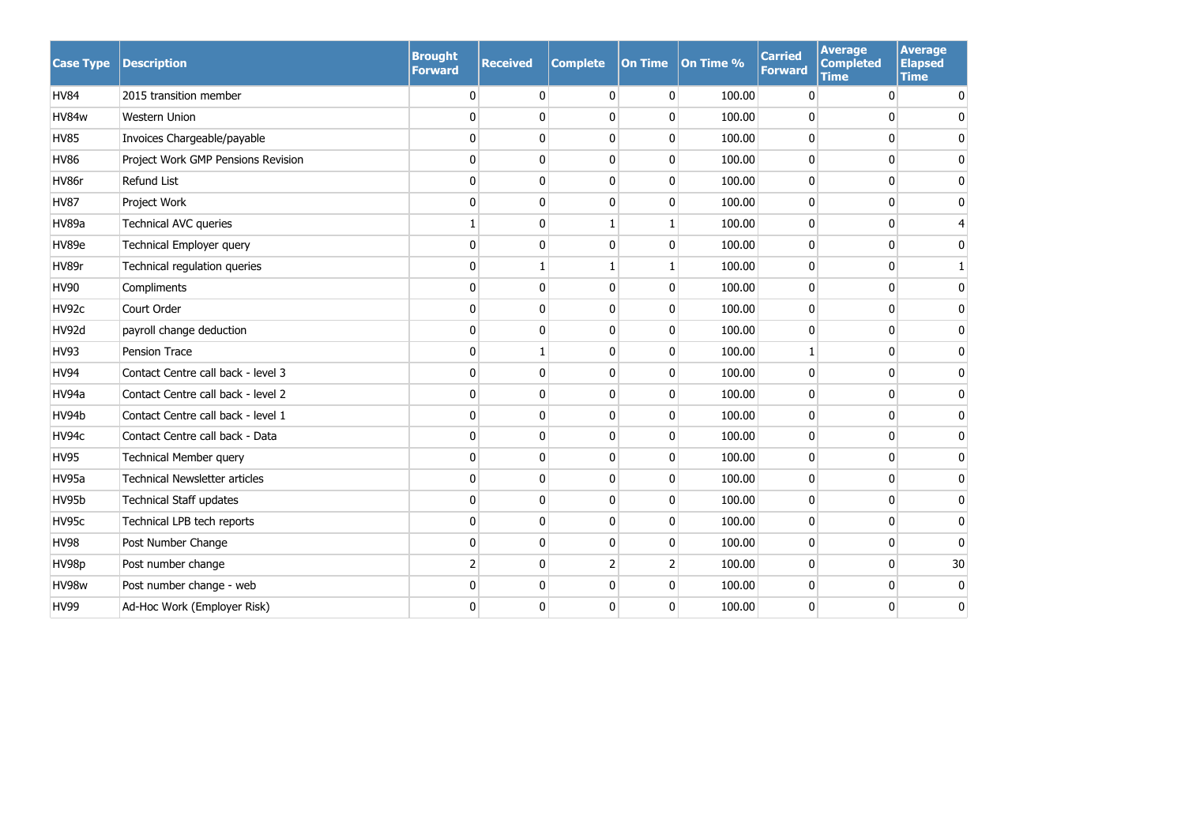| Case Type | Description | Brought Forward | Received | Complete | On Time | On Time % | Carried Forward | Average Completed Time | Average Elapsed Time |
|---|---|---|---|---|---|---|---|---|---|
| HV84 | 2015 transition member | 0 | 0 | 0 | 0 | 100.00 | 0 | 0 | 0 |
| HV84w | Western Union | 0 | 0 | 0 | 0 | 100.00 | 0 | 0 | 0 |
| HV85 | Invoices Chargeable/payable | 0 | 0 | 0 | 0 | 100.00 | 0 | 0 | 0 |
| HV86 | Project Work GMP Pensions Revision | 0 | 0 | 0 | 0 | 100.00 | 0 | 0 | 0 |
| HV86r | Refund List | 0 | 0 | 0 | 0 | 100.00 | 0 | 0 | 0 |
| HV87 | Project Work | 0 | 0 | 0 | 0 | 100.00 | 0 | 0 | 0 |
| HV89a | Technical AVC queries | 1 | 0 | 1 | 1 | 100.00 | 0 | 0 | 4 |
| HV89e | Technical Employer query | 0 | 0 | 0 | 0 | 100.00 | 0 | 0 | 0 |
| HV89r | Technical regulation queries | 0 | 1 | 1 | 1 | 100.00 | 0 | 0 | 1 |
| HV90 | Compliments | 0 | 0 | 0 | 0 | 100.00 | 0 | 0 | 0 |
| HV92c | Court Order | 0 | 0 | 0 | 0 | 100.00 | 0 | 0 | 0 |
| HV92d | payroll change deduction | 0 | 0 | 0 | 0 | 100.00 | 0 | 0 | 0 |
| HV93 | Pension Trace | 0 | 1 | 0 | 0 | 100.00 | 1 | 0 | 0 |
| HV94 | Contact Centre call back - level 3 | 0 | 0 | 0 | 0 | 100.00 | 0 | 0 | 0 |
| HV94a | Contact Centre call back - level 2 | 0 | 0 | 0 | 0 | 100.00 | 0 | 0 | 0 |
| HV94b | Contact Centre call back - level 1 | 0 | 0 | 0 | 0 | 100.00 | 0 | 0 | 0 |
| HV94c | Contact Centre call back - Data | 0 | 0 | 0 | 0 | 100.00 | 0 | 0 | 0 |
| HV95 | Technical Member query | 0 | 0 | 0 | 0 | 100.00 | 0 | 0 | 0 |
| HV95a | Technical Newsletter articles | 0 | 0 | 0 | 0 | 100.00 | 0 | 0 | 0 |
| HV95b | Technical Staff updates | 0 | 0 | 0 | 0 | 100.00 | 0 | 0 | 0 |
| HV95c | Technical LPB tech reports | 0 | 0 | 0 | 0 | 100.00 | 0 | 0 | 0 |
| HV98 | Post Number Change | 0 | 0 | 0 | 0 | 100.00 | 0 | 0 | 0 |
| HV98p | Post number change | 2 | 0 | 2 | 2 | 100.00 | 0 | 0 | 30 |
| HV98w | Post number change - web | 0 | 0 | 0 | 0 | 100.00 | 0 | 0 | 0 |
| HV99 | Ad-Hoc Work (Employer Risk) | 0 | 0 | 0 | 0 | 100.00 | 0 | 0 | 0 |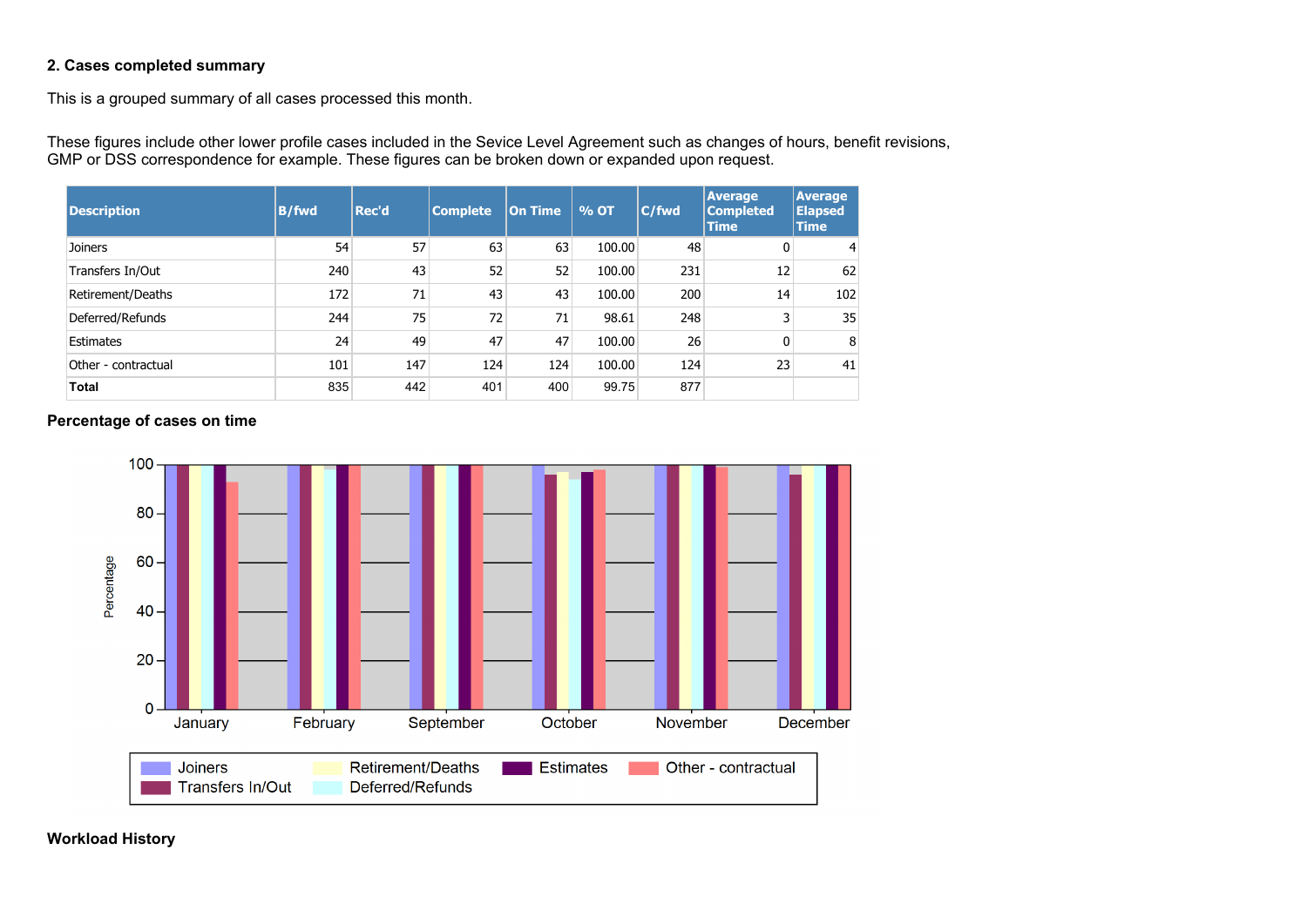## 2. Cases completed summary

This is a grouped summary of all cases processed this month.

These figures include other lower profile cases included in the Sevice Level Agreement such as changes of hours, benefit revisions, GMP or DSS correspondence for example. These figures can be broken down or expanded upon request.

| Description | B/fwd | Rec'd | Complete | On Time | % OT | C/fwd | Average Completed Time | Average Elapsed Time |
|---|---|---|---|---|---|---|---|---|
| Joiners | 54 | 57 | 63 | 63 | 100.00 | 48 | 0 | 4 |
| Transfers In/Out | 240 | 43 | 52 | 52 | 100.00 | 231 | 12 | 62 |
| Retirement/Deaths | 172 | 71 | 43 | 43 | 100.00 | 200 | 14 | 102 |
| Deferred/Refunds | 244 | 75 | 72 | 71 | 98.61 | 248 | 3 | 35 |
| Estimates | 24 | 49 | 47 | 47 | 100.00 | 26 | 0 | 8 |
| Other - contractual | 101 | 147 | 124 | 124 | 100.00 | 124 | 23 | 41 |
| **Total** | 835 | 442 | 401 | 400 | 99.75 | 877 | | |

**Percentage of cases on time**

**Workload History**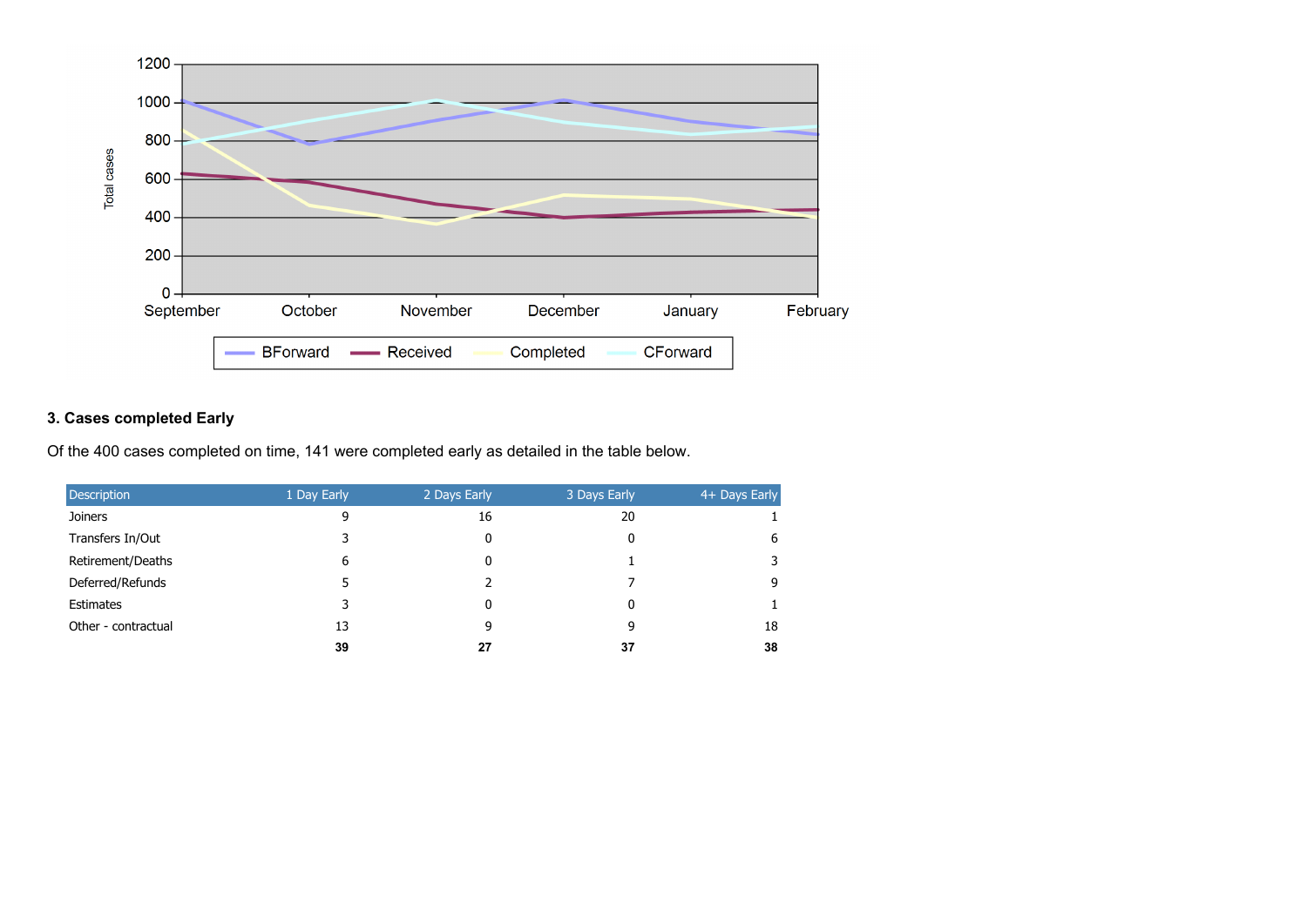## 3. Cases completed Early

Of the 400 cases completed on time, 141 were completed early as detailed in the table below.

| Description | 1 Day Early | 2 Days Early | 3 Days Early | 4+ Days Early |
|---|---|---|---|---|
| Joiners | 9 | 16 | 20 | 1 |
| Transfers In/Out | 3 | 0 | 0 | 6 |
| Retirement/Deaths | 6 | 0 | 1 | 3 |
| Deferred/Refunds | 5 | 2 | 7 | 9 |
| Estimates | 3 | 0 | 0 | 1 |
| Other - contractual | 13 | 9 | 9 | 18 |
| | **39** | **27** | **37** | **38** |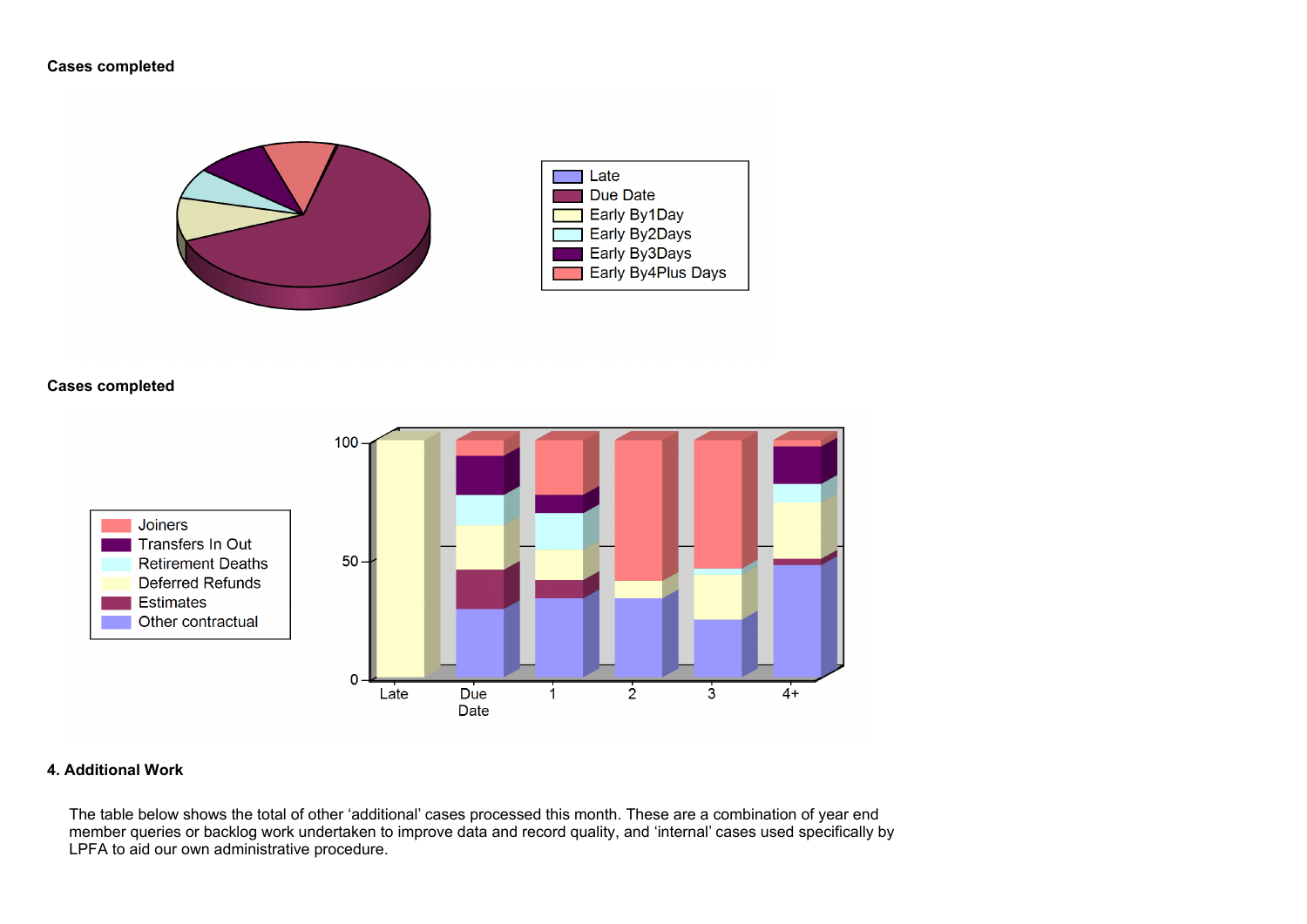**Cases completed**

Late
Due Date
Early By1Day
Early By2Days
Early By3Days
Early By4Plus Days

**Cases completed**

Joiners
Transfers In Out
Retirement Deaths
Deferred Refunds
Estimates
Other contractual

100
50
0
Late
Due Date
1
2
3
4+

**4. Additional Work**

The table below shows the total of other 'additional' cases processed this month. These are a combination of year end member queries or backlog work undertaken to improve data and record quality, and 'internal' cases used specifically by LPFA to aid our own administrative procedure.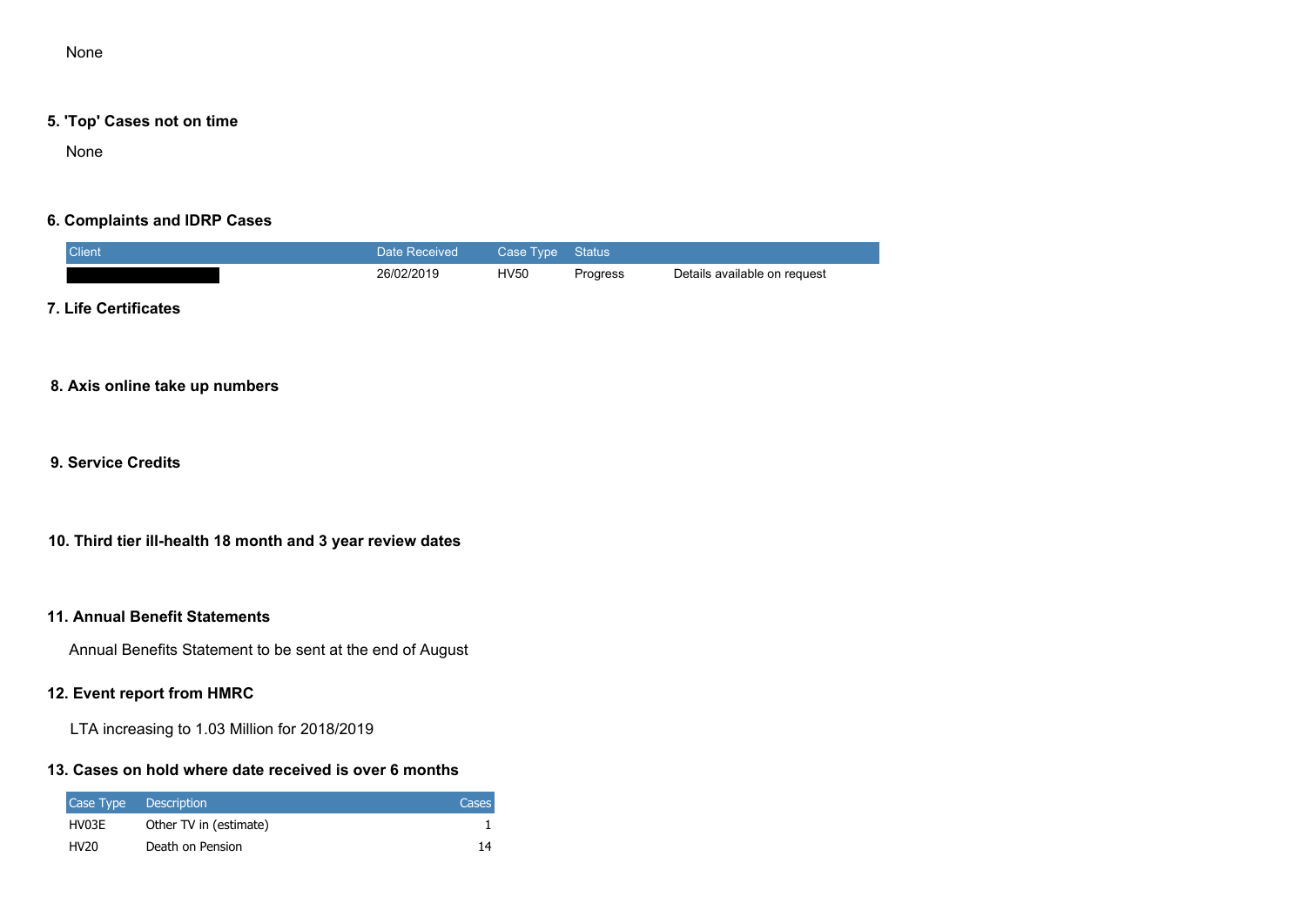None

**5. 'Top' Cases not on time**

None

**6. Complaints and IDRP Cases**

| Client | Date Received | Case Type | Status | |
|---|---|---|---|---|
| | 26/02/2019 | HV50 | Progress | Details available on request |

**7. Life Certificates**

**8. Axis online take up numbers**

**9. Service Credits**

**10. Third tier ill-health 18 month and 3 year review dates**

**11. Annual Benefit Statements**

Annual Benefits Statement to be sent at the end of August

**12. Event report from HMRC**

LTA increasing to 1.03 Million for 2018/2019

**13. Cases on hold where date received is over 6 months**

| Case Type | Description | Cases |
|---|---|---|
| HV03E | Other TV in (estimate) | 1 |
| HV20 | Death on Pension | 14 |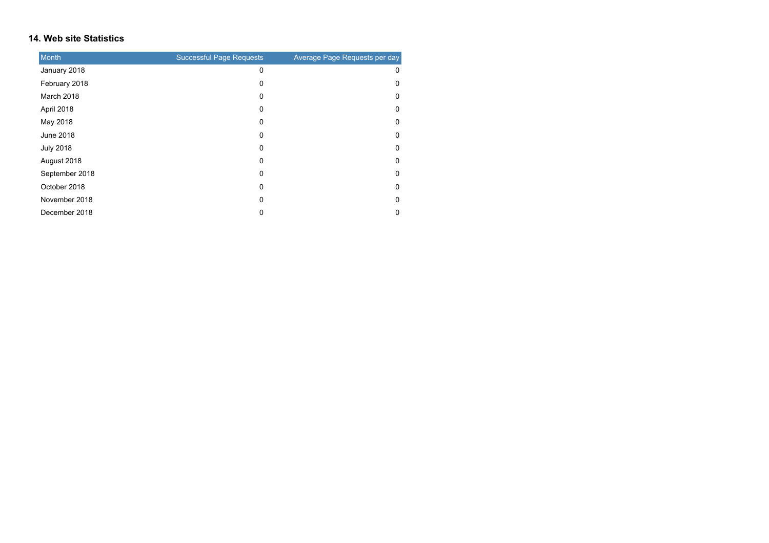## 14. Web site Statistics

| Month | Successful Page Requests | Average Page Requests per day |
|---|---|---|
| January 2018 | 0 | 0 |
| February 2018 | 0 | 0 |
| March 2018 | 0 | 0 |
| April 2018 | 0 | 0 |
| May 2018 | 0 | 0 |
| June 2018 | 0 | 0 |
| July 2018 | 0 | 0 |
| August 2018 | 0 | 0 |
| September 2018 | 0 | 0 |
| October 2018 | 0 | 0 |
| November 2018 | 0 | 0 |
| December 2018 | 0 | 0 |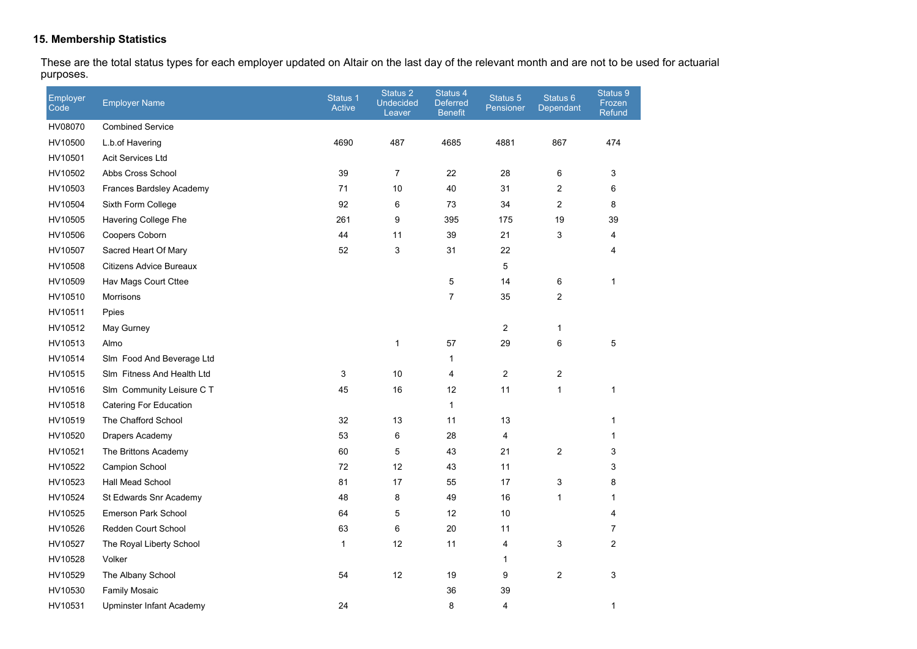## 15. Membership Statistics

These are the total status types for each employer updated on Altair on the last day of the relevant month and are not to be used for actuarial purposes.

| Employer Code | Employer Name | Status 1 Active | Status 2 Undecided Leaver | Status 4 Deferred Benefit | Status 5 Pensioner | Status 6 Dependant | Status 9 Frozen Refund |
|---|---|---|---|---|---|---|---|
| HV08070 | Combined Service | | | | | | |
| HV10500 | L.b.of Havering | 4690 | 487 | 4685 | 4881 | 867 | 474 |
| HV10501 | Acit Services Ltd | | | | | | |
| HV10502 | Abbs Cross School | 39 | 7 | 22 | 28 | 6 | 3 |
| HV10503 | Frances Bardsley Academy | 71 | 10 | 40 | 31 | 2 | 6 |
| HV10504 | Sixth Form College | 92 | 6 | 73 | 34 | 2 | 8 |
| HV10505 | Havering College Fhe | 261 | 9 | 395 | 175 | 19 | 39 |
| HV10506 | Coopers Coborn | 44 | 11 | 39 | 21 | 3 | 4 |
| HV10507 | Sacred Heart Of Mary | 52 | 3 | 31 | 22 | | 4 |
| HV10508 | Citizens Advice Bureaux | | | | 5 | | |
| HV10509 | Hav Mags Court Cttee | | | 5 | 14 | 6 | 1 |
| HV10510 | Morrisons | | | 7 | 35 | 2 | |
| HV10511 | Ppies | | | | | | |
| HV10512 | May Gurney | | | | 2 | 1 | |
| HV10513 | Almo | | 1 | 57 | 29 | 6 | 5 |
| HV10514 | Slm Food And Beverage Ltd | | | 1 | | | |
| HV10515 | Slm Fitness And Health Ltd | 3 | 10 | 4 | 2 | 2 | |
| HV10516 | Slm Community Leisure C T | 45 | 16 | 12 | 11 | 1 | 1 |
| HV10518 | Catering For Education | | | 1 | | | |
| HV10519 | The Chafford School | 32 | 13 | 11 | 13 | | 1 |
| HV10520 | Drapers Academy | 53 | 6 | 28 | 4 | | 1 |
| HV10521 | The Brittons Academy | 60 | 5 | 43 | 21 | 2 | 3 |
| HV10522 | Campion School | 72 | 12 | 43 | 11 | | 3 |
| HV10523 | Hall Mead School | 81 | 17 | 55 | 17 | 3 | 8 |
| HV10524 | St Edwards Snr Academy | 48 | 8 | 49 | 16 | 1 | 1 |
| HV10525 | Emerson Park School | 64 | 5 | 12 | 10 | | 4 |
| HV10526 | Redden Court School | 63 | 6 | 20 | 11 | | 7 |
| HV10527 | The Royal Liberty School | 1 | 12 | 11 | 4 | 3 | 2 |
| HV10528 | Volker | | | | 1 | | |
| HV10529 | The Albany School | 54 | 12 | 19 | 9 | 2 | 3 |
| HV10530 | Family Mosaic | | | 36 | 39 | | |
| HV10531 | Upminster Infant Academy | 24 | | 8 | 4 | | 1 |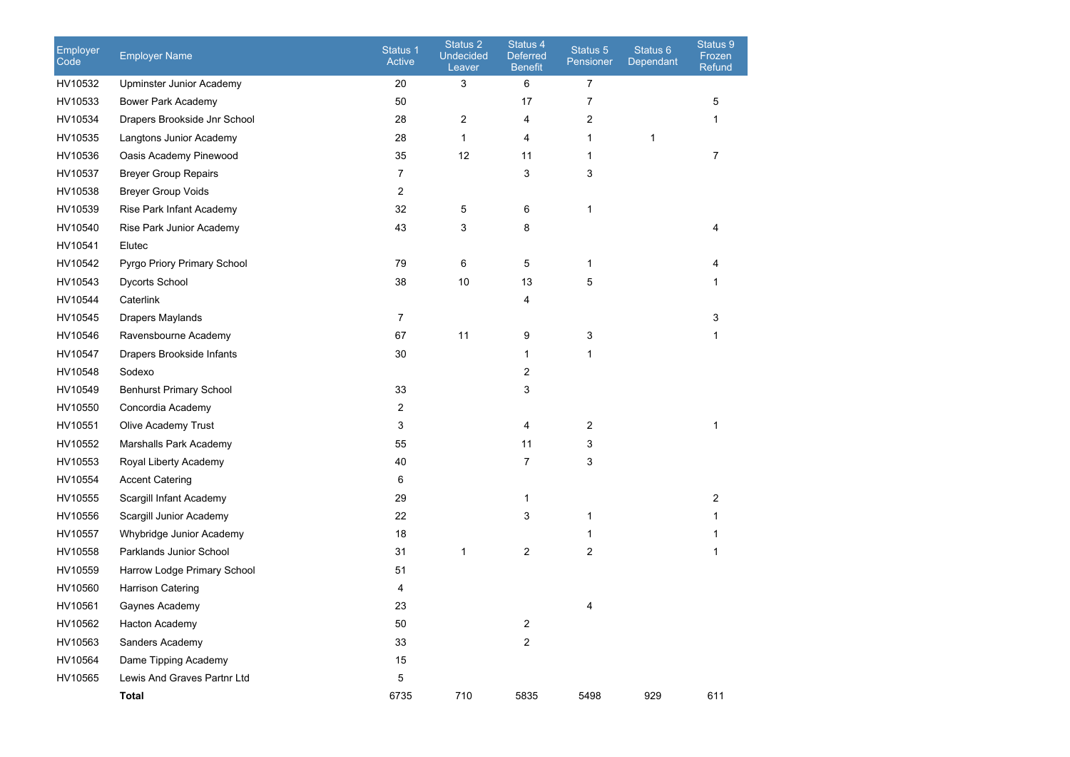| Employer Code | Employer Name | Status 1 Active | Status 2 Undecided Leaver | Status 4 Deferred Benefit | Status 5 Pensioner | Status 6 Dependant | Status 9 Frozen Refund |
|---|---|---|---|---|---|---|---|
| HV10532 | Upminster Junior Academy | 20 | 3 | 6 | 7 | | |
| HV10533 | Bower Park Academy | 50 | | 17 | 7 | | 5 |
| HV10534 | Drapers Brookside Jnr School | 28 | 2 | 4 | 2 | | 1 |
| HV10535 | Langtons Junior Academy | 28 | 1 | 4 | 1 | 1 | |
| HV10536 | Oasis Academy Pinewood | 35 | 12 | 11 | 1 | | 7 |
| HV10537 | Breyer Group Repairs | 7 | | 3 | 3 | | |
| HV10538 | Breyer Group Voids | 2 | | | | | |
| HV10539 | Rise Park Infant Academy | 32 | 5 | 6 | 1 | | |
| HV10540 | Rise Park Junior Academy | 43 | 3 | 8 | | | 4 |
| HV10541 | Elutec | | | | | | |
| HV10542 | Pyrgo Priory Primary School | 79 | 6 | 5 | 1 | | 4 |
| HV10543 | Dycorts School | 38 | 10 | 13 | 5 | | 1 |
| HV10544 | Caterlink | | | 4 | | | |
| HV10545 | Drapers Maylands | 7 | | | | | 3 |
| HV10546 | Ravensbourne Academy | 67 | 11 | 9 | 3 | | 1 |
| HV10547 | Drapers Brookside Infants | 30 | | 1 | 1 | | |
| HV10548 | Sodexo | | | 2 | | | |
| HV10549 | Benhurst Primary School | 33 | | 3 | | | |
| HV10550 | Concordia Academy | 2 | | | | | |
| HV10551 | Olive Academy Trust | 3 | | 4 | 2 | | 1 |
| HV10552 | Marshalls Park Academy | 55 | | 11 | 3 | | |
| HV10553 | Royal Liberty Academy | 40 | | 7 | 3 | | |
| HV10554 | Accent Catering | 6 | | | | | |
| HV10555 | Scargill Infant Academy | 29 | | 1 | | | 2 |
| HV10556 | Scargill Junior Academy | 22 | | 3 | 1 | | 1 |
| HV10557 | Whybridge Junior Academy | 18 | | | 1 | | 1 |
| HV10558 | Parklands Junior School | 31 | 1 | 2 | 2 | | 1 |
| HV10559 | Harrow Lodge Primary School | 51 | | | | | |
| HV10560 | Harrison Catering | 4 | | | | | |
| HV10561 | Gaynes Academy | 23 | | | 4 | | |
| HV10562 | Hacton Academy | 50 | | 2 | | | |
| HV10563 | Sanders Academy | 33 | | 2 | | | |
| HV10564 | Dame Tipping Academy | 15 | | | | | |
| HV10565 | Lewis And Graves Partnr Ltd | 5 | | | | | |
| | **Total** | 6735 | 710 | 5835 | 5498 | 929 | 611 |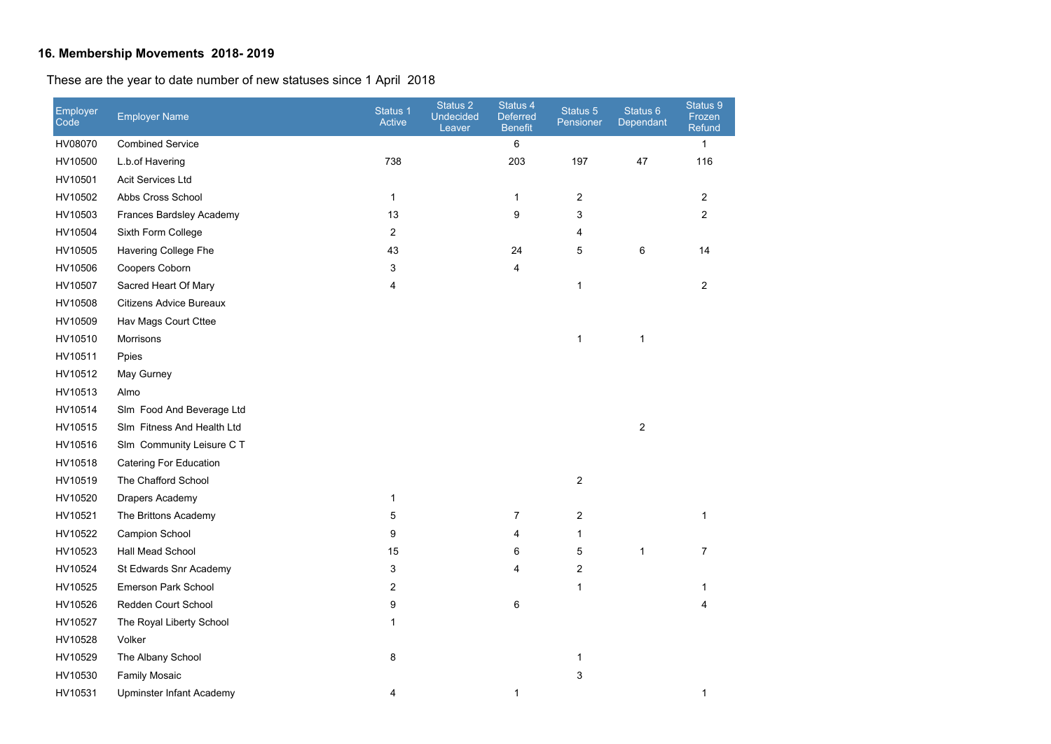### 16. Membership Movements 2018- 2019

These are the year to date number of new statuses since 1 April 2018

| Employer Code | Employer Name | Status 1 Active | Status 2 Undecided Leaver | Status 4 Deferred Benefit | Status 5 Pensioner | Status 6 Dependant | Status 9 Frozen Refund |
|---|---|---|---|---|---|---|---|
| HV08070 | Combined Service | | | 6 | | | 1 |
| HV10500 | L.b.of Havering | 738 | | 203 | 197 | 47 | 116 |
| HV10501 | Acit Services Ltd | | | | | | |
| HV10502 | Abbs Cross School | 1 | | 1 | 2 | | 2 |
| HV10503 | Frances Bardsley Academy | 13 | | 9 | 3 | | 2 |
| HV10504 | Sixth Form College | 2 | | | 4 | | |
| HV10505 | Havering College Fhe | 43 | | 24 | 5 | 6 | 14 |
| HV10506 | Coopers Coborn | 3 | | 4 | | | |
| HV10507 | Sacred Heart Of Mary | 4 | | | 1 | | 2 |
| HV10508 | Citizens Advice Bureaux | | | | | | |
| HV10509 | Hav Mags Court Cttee | | | | | | |
| HV10510 | Morrisons | | | | 1 | 1 | |
| HV10511 | Ppies | | | | | | |
| HV10512 | May Gurney | | | | | | |
| HV10513 | Almo | | | | | | |
| HV10514 | Slm Food And Beverage Ltd | | | | | | |
| HV10515 | Slm Fitness And Health Ltd | | | | | 2 | |
| HV10516 | Slm Community Leisure C T | | | | | | |
| HV10518 | Catering For Education | | | | | | |
| HV10519 | The Chafford School | | | | 2 | | |
| HV10520 | Drapers Academy | 1 | | | | | |
| HV10521 | The Brittons Academy | 5 | | 7 | 2 | | 1 |
| HV10522 | Campion School | 9 | | 4 | 1 | | |
| HV10523 | Hall Mead School | 15 | | 6 | 5 | 1 | 7 |
| HV10524 | St Edwards Snr Academy | 3 | | 4 | 2 | | |
| HV10525 | Emerson Park School | 2 | | | 1 | | 1 |
| HV10526 | Redden Court School | 9 | | 6 | | | 4 |
| HV10527 | The Royal Liberty School | 1 | | | | | |
| HV10528 | Volker | | | | | | |
| HV10529 | The Albany School | 8 | | | 1 | | |
| HV10530 | Family Mosaic | | | | 3 | | |
| HV10531 | Upminster Infant Academy | 4 | | 1 | | | 1 |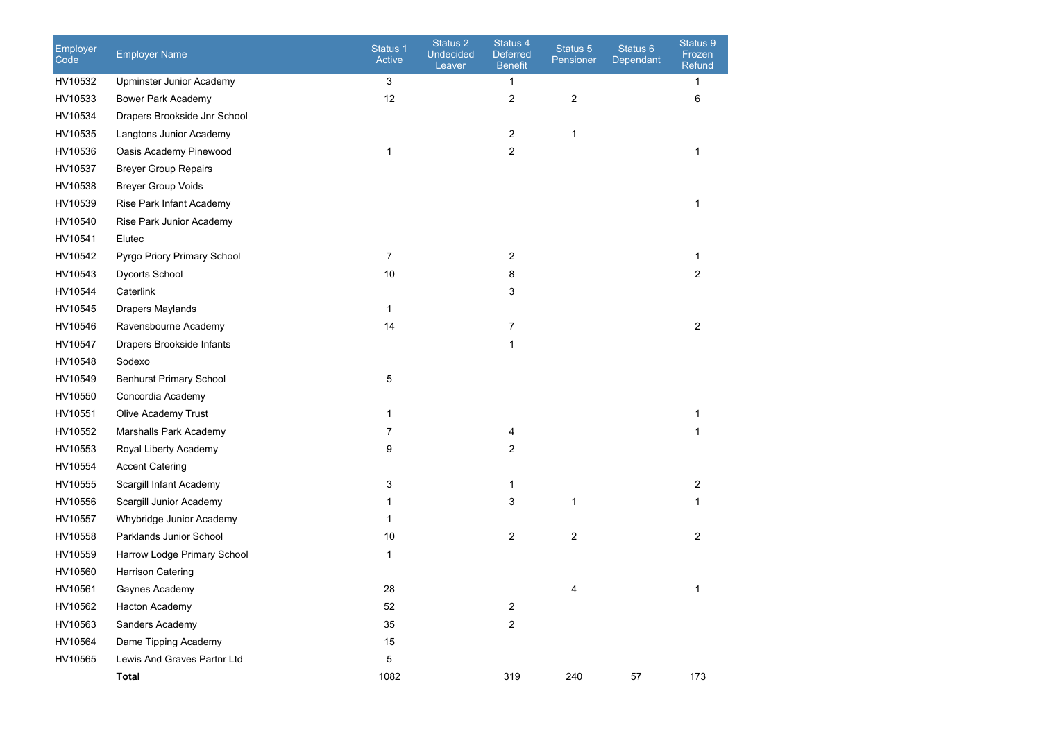| Employer Code | Employer Name | Status 1 Active | Status 2 Undecided Leaver | Status 4 Deferred Benefit | Status 5 Pensioner | Status 6 Dependant | Status 9 Frozen Refund |
|---|---|---|---|---|---|---|---|
| HV10532 | Upminster Junior Academy | 3 | | 1 | | | 1 |
| HV10533 | Bower Park Academy | 12 | | 2 | 2 | | 6 |
| HV10534 | Drapers Brookside Jnr School | | | | | | |
| HV10535 | Langtons Junior Academy | | | 2 | 1 | | |
| HV10536 | Oasis Academy Pinewood | 1 | | 2 | | | 1 |
| HV10537 | Breyer Group Repairs | | | | | | |
| HV10538 | Breyer Group Voids | | | | | | |
| HV10539 | Rise Park Infant Academy | | | | | | 1 |
| HV10540 | Rise Park Junior Academy | | | | | | |
| HV10541 | Elutec | | | | | | |
| HV10542 | Pyrgo Priory Primary School | 7 | | 2 | | | 1 |
| HV10543 | Dycorts School | 10 | | 8 | | | 2 |
| HV10544 | Caterlink | | | 3 | | | |
| HV10545 | Drapers Maylands | 1 | | | | | |
| HV10546 | Ravensbourne Academy | 14 | | 7 | | | 2 |
| HV10547 | Drapers Brookside Infants | | | 1 | | | |
| HV10548 | Sodexo | | | | | | |
| HV10549 | Benhurst Primary School | 5 | | | | | |
| HV10550 | Concordia Academy | | | | | | |
| HV10551 | Olive Academy Trust | 1 | | | | | 1 |
| HV10552 | Marshalls Park Academy | 7 | | 4 | | | 1 |
| HV10553 | Royal Liberty Academy | 9 | | 2 | | | |
| HV10554 | Accent Catering | | | | | | |
| HV10555 | Scargill Infant Academy | 3 | | 1 | | | 2 |
| HV10556 | Scargill Junior Academy | 1 | | 3 | 1 | | 1 |
| HV10557 | Whybridge Junior Academy | 1 | | | | | |
| HV10558 | Parklands Junior School | 10 | | 2 | 2 | | 2 |
| HV10559 | Harrow Lodge Primary School | 1 | | | | | |
| HV10560 | Harrison Catering | | | | | | |
| HV10561 | Gaynes Academy | 28 | | | 4 | | 1 |
| HV10562 | Hacton Academy | 52 | | 2 | | | |
| HV10563 | Sanders Academy | 35 | | 2 | | | |
| HV10564 | Dame Tipping Academy | 15 | | | | | |
| HV10565 | Lewis And Graves Partnr Ltd | 5 | | | | | |
| | **Total** | 1082 | | 319 | 240 | 57 | 173 |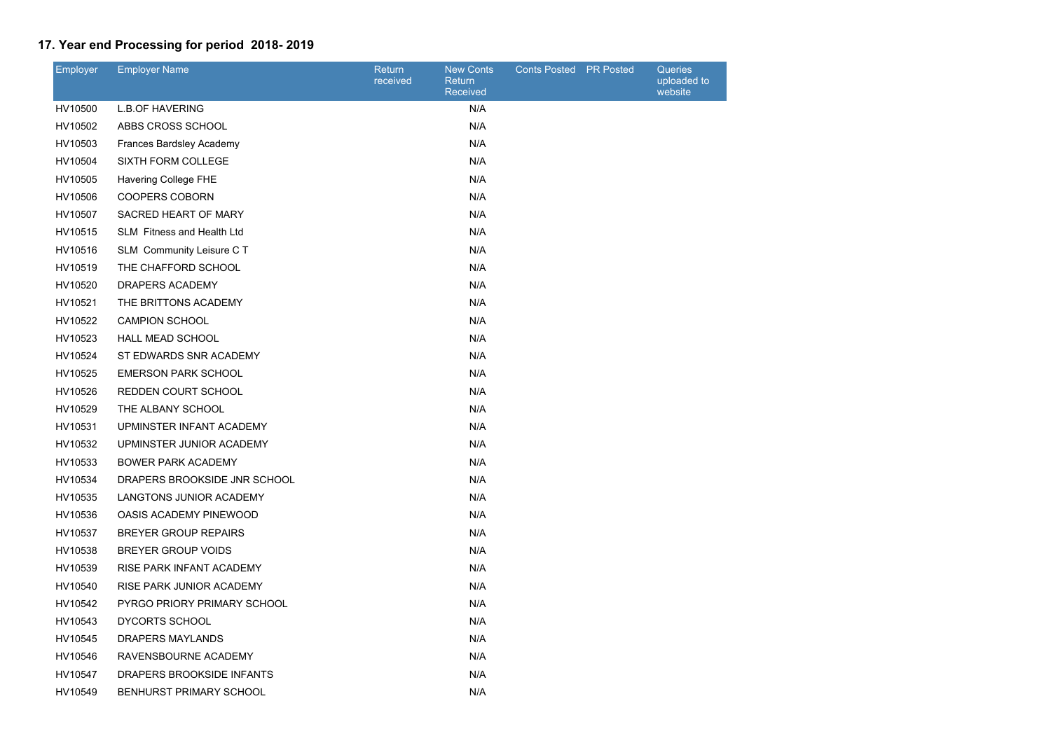## 17. Year end Processing for period 2018- 2019

| Employer | Employer Name | Return received | New Conts Return Received | Conts Posted | PR Posted | Queries uploaded to website |
|---|---|---|---|---|---|---|
| HV10500 | L.B.OF HAVERING | | N/A | | | |
| HV10502 | ABBS CROSS SCHOOL | | N/A | | | |
| HV10503 | Frances Bardsley Academy | | N/A | | | |
| HV10504 | SIXTH FORM COLLEGE | | N/A | | | |
| HV10505 | Havering College FHE | | N/A | | | |
| HV10506 | COOPERS COBORN | | N/A | | | |
| HV10507 | SACRED HEART OF MARY | | N/A | | | |
| HV10515 | SLM Fitness and Health Ltd | | N/A | | | |
| HV10516 | SLM Community Leisure C T | | N/A | | | |
| HV10519 | THE CHAFFORD SCHOOL | | N/A | | | |
| HV10520 | DRAPERS ACADEMY | | N/A | | | |
| HV10521 | THE BRITTONS ACADEMY | | N/A | | | |
| HV10522 | CAMPION SCHOOL | | N/A | | | |
| HV10523 | HALL MEAD SCHOOL | | N/A | | | |
| HV10524 | ST EDWARDS SNR ACADEMY | | N/A | | | |
| HV10525 | EMERSON PARK SCHOOL | | N/A | | | |
| HV10526 | REDDEN COURT SCHOOL | | N/A | | | |
| HV10529 | THE ALBANY SCHOOL | | N/A | | | |
| HV10531 | UPMINSTER INFANT ACADEMY | | N/A | | | |
| HV10532 | UPMINSTER JUNIOR ACADEMY | | N/A | | | |
| HV10533 | BOWER PARK ACADEMY | | N/A | | | |
| HV10534 | DRAPERS BROOKSIDE JNR SCHOOL | | N/A | | | |
| HV10535 | LANGTONS JUNIOR ACADEMY | | N/A | | | |
| HV10536 | OASIS ACADEMY PINEWOOD | | N/A | | | |
| HV10537 | BREYER GROUP REPAIRS | | N/A | | | |
| HV10538 | BREYER GROUP VOIDS | | N/A | | | |
| HV10539 | RISE PARK INFANT ACADEMY | | N/A | | | |
| HV10540 | RISE PARK JUNIOR ACADEMY | | N/A | | | |
| HV10542 | PYRGO PRIORY PRIMARY SCHOOL | | N/A | | | |
| HV10543 | DYCORTS SCHOOL | | N/A | | | |
| HV10545 | DRAPERS MAYLANDS | | N/A | | | |
| HV10546 | RAVENSBOURNE ACADEMY | | N/A | | | |
| HV10547 | DRAPERS BROOKSIDE INFANTS | | N/A | | | |
| HV10549 | BENHURST PRIMARY SCHOOL | | N/A | | | |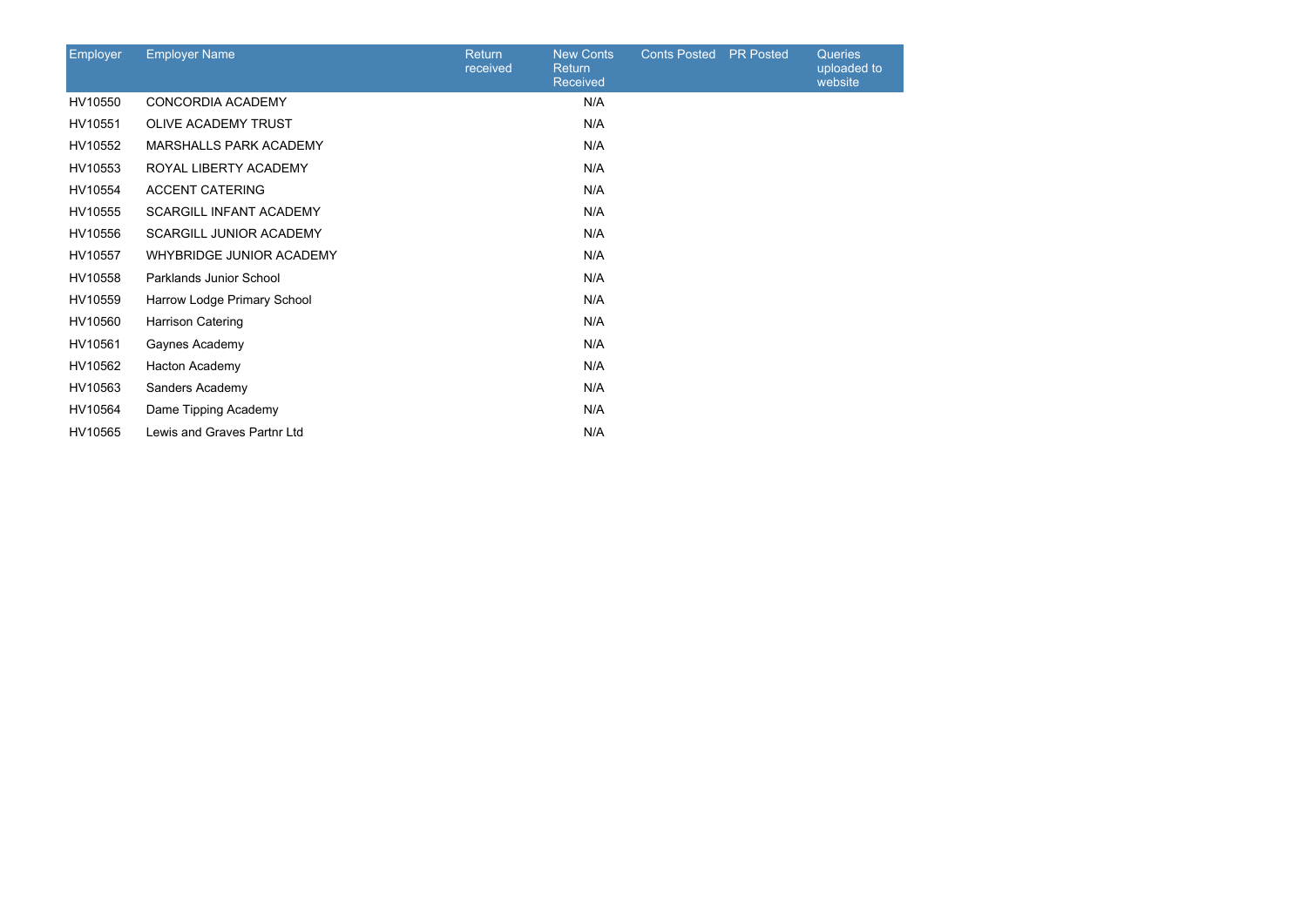| Employer | Employer Name | Return received | New Conts Return Received | Conts Posted | PR Posted | Queries uploaded to website |
|---|---|---|---|---|---|---|
| HV10550 | CONCORDIA ACADEMY | | N/A | | | |
| HV10551 | OLIVE ACADEMY TRUST | | N/A | | | |
| HV10552 | MARSHALLS PARK ACADEMY | | N/A | | | |
| HV10553 | ROYAL LIBERTY ACADEMY | | N/A | | | |
| HV10554 | ACCENT CATERING | | N/A | | | |
| HV10555 | SCARGILL INFANT ACADEMY | | N/A | | | |
| HV10556 | SCARGILL JUNIOR ACADEMY | | N/A | | | |
| HV10557 | WHYBRIDGE JUNIOR ACADEMY | | N/A | | | |
| HV10558 | Parklands Junior School | | N/A | | | |
| HV10559 | Harrow Lodge Primary School | | N/A | | | |
| HV10560 | Harrison Catering | | N/A | | | |
| HV10561 | Gaynes Academy | | N/A | | | |
| HV10562 | Hacton Academy | | N/A | | | |
| HV10563 | Sanders Academy | | N/A | | | |
| HV10564 | Dame Tipping Academy | | N/A | | | |
| HV10565 | Lewis and Graves Partnr Ltd | | N/A | | | |